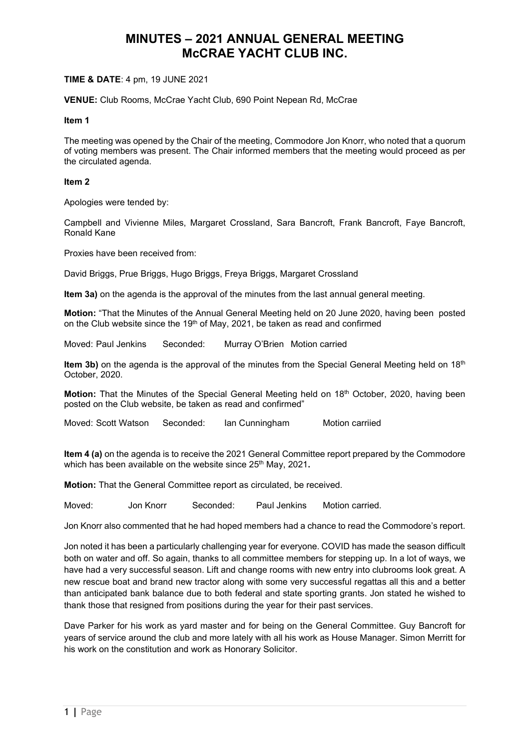# MINUTES – 2021 ANNUAL GENERAL MEETING
# McCRAE YACHT CLUB INC.

**TIME & DATE**: 4 pm, 19 JUNE 2021

**VENUE:** Club Rooms, McCrae Yacht Club, 690 Point Nepean Rd, McCrae

**Item 1**

The meeting was opened by the Chair of the meeting, Commodore Jon Knorr, who noted that a quorum of voting members was present. The Chair informed members that the meeting would proceed as per the circulated agenda.

**Item 2**

Apologies were tended by:

Campbell and Vivienne Miles, Margaret Crossland, Sara Bancroft, Frank Bancroft, Faye Bancroft, Ronald Kane

Proxies have been received from:

David Briggs, Prue Briggs, Hugo Briggs, Freya Briggs, Margaret Crossland

**Item 3a)** on the agenda is the approval of the minutes from the last annual general meeting.

**Motion:** "That the Minutes of the Annual General Meeting held on 20 June 2020, having been posted on the Club website since the 19th of May, 2021, be taken as read and confirmed

Moved: Paul Jenkins Seconded: Murray O'Brien Motion carried

**Item 3b)** on the agenda is the approval of the minutes from the Special General Meeting held on 18th October, 2020.

**Motion:** That the Minutes of the Special General Meeting held on 18th October, 2020, having been posted on the Club website, be taken as read and confirmed"

Moved: Scott Watson Seconded: Ian Cunningham Motion carriied

**Item 4 (a)** on the agenda is to receive the 2021 General Committee report prepared by the Commodore which has been available on the website since 25th May, 2021**.**

**Motion:** That the General Committee report as circulated, be received.

Moved: Jon Knorr Seconded: Paul Jenkins Motion carried.

Jon Knorr also commented that he had hoped members had a chance to read the Commodore's report.

Jon noted it has been a particularly challenging year for everyone. COVID has made the season difficult both on water and off. So again, thanks to all committee members for stepping up. In a lot of ways, we have had a very successful season. Lift and change rooms with new entry into clubrooms look great. A new rescue boat and brand new tractor along with some very successful regattas all this and a better than anticipated bank balance due to both federal and state sporting grants. Jon stated he wished to thank those that resigned from positions during the year for their past services.

Dave Parker for his work as yard master and for being on the General Committee. Guy Bancroft for years of service around the club and more lately with all his work as House Manager. Simon Merritt for his work on the constitution and work as Honorary Solicitor.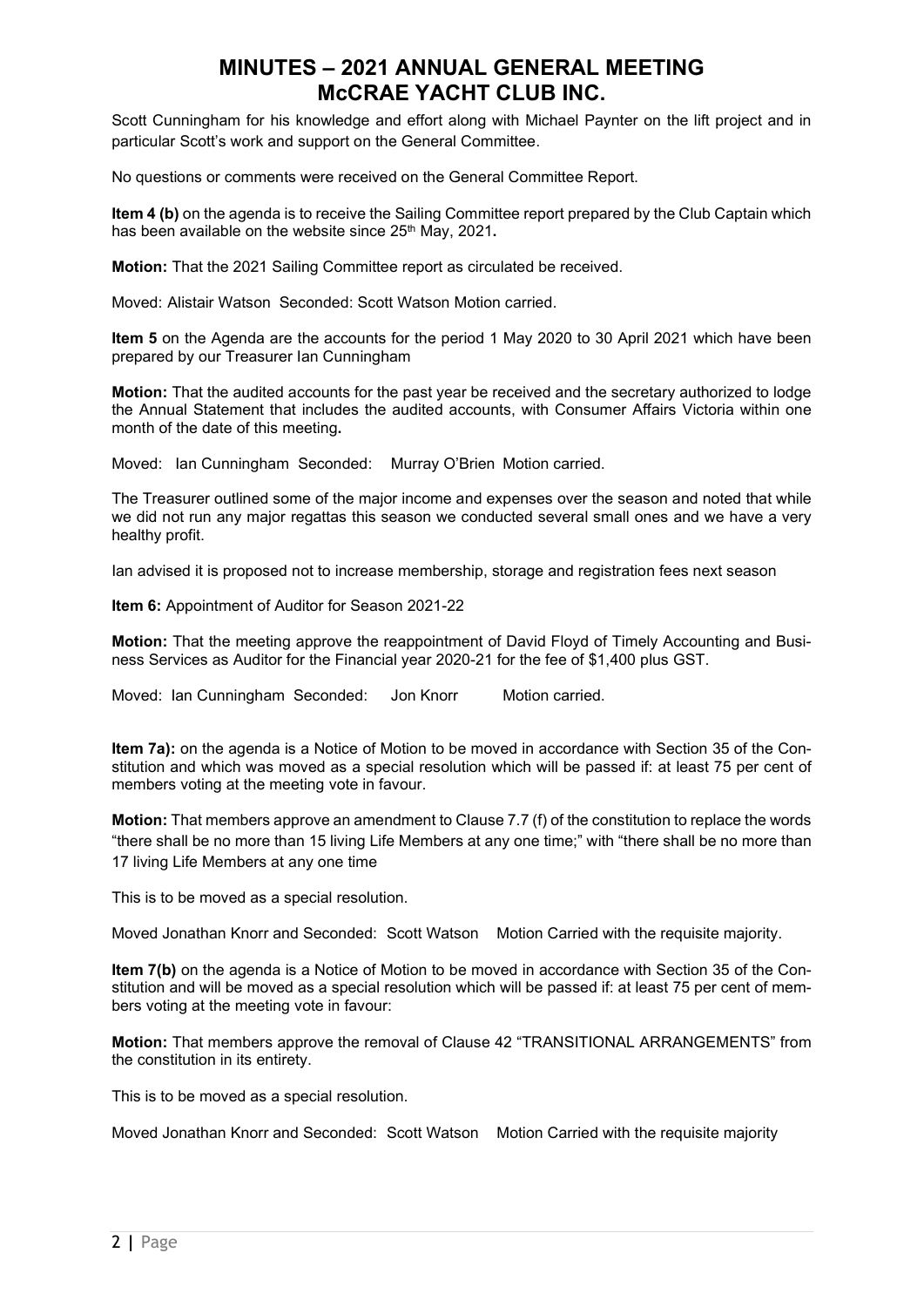# MINUTES – 2021 ANNUAL GENERAL MEETING McCRAE YACHT CLUB INC.

Scott Cunningham for his knowledge and effort along with Michael Paynter on the lift project and in particular Scott's work and support on the General Committee.

No questions or comments were received on the General Committee Report.

**Item 4 (b)** on the agenda is to receive the Sailing Committee report prepared by the Club Captain which has been available on the website since 25th May, 2021**.**

**Motion:** That the 2021 Sailing Committee report as circulated be received.

Moved: Alistair Watson Seconded: Scott Watson Motion carried.

**Item 5** on the Agenda are the accounts for the period 1 May 2020 to 30 April 2021 which have been prepared by our Treasurer Ian Cunningham

**Motion:** That the audited accounts for the past year be received and the secretary authorized to lodge the Annual Statement that includes the audited accounts, with Consumer Affairs Victoria within one month of the date of this meeting**.**

Moved: Ian Cunningham Seconded: Murray O'Brien Motion carried.

The Treasurer outlined some of the major income and expenses over the season and noted that while we did not run any major regattas this season we conducted several small ones and we have a very healthy profit.

Ian advised it is proposed not to increase membership, storage and registration fees next season

**Item 6:** Appointment of Auditor for Season 2021-22

**Motion:** That the meeting approve the reappointment of David Floyd of Timely Accounting and Business Services as Auditor for the Financial year 2020-21 for the fee of $1,400 plus GST.

Moved: Ian Cunningham Seconded: Jon Knorr Motion carried.

**Item 7a):** on the agenda is a Notice of Motion to be moved in accordance with Section 35 of the Constitution and which was moved as a special resolution which will be passed if: at least 75 per cent of members voting at the meeting vote in favour.

**Motion:** That members approve an amendment to Clause 7.7 (f) of the constitution to replace the words "there shall be no more than 15 living Life Members at any one time;" with "there shall be no more than 17 living Life Members at any one time

This is to be moved as a special resolution.

Moved Jonathan Knorr and Seconded: Scott Watson Motion Carried with the requisite majority.

**Item 7(b)** on the agenda is a Notice of Motion to be moved in accordance with Section 35 of the Constitution and will be moved as a special resolution which will be passed if: at least 75 per cent of members voting at the meeting vote in favour:

**Motion:** That members approve the removal of Clause 42 "TRANSITIONAL ARRANGEMENTS" from the constitution in its entirety.

This is to be moved as a special resolution.

Moved Jonathan Knorr and Seconded: Scott Watson Motion Carried with the requisite majority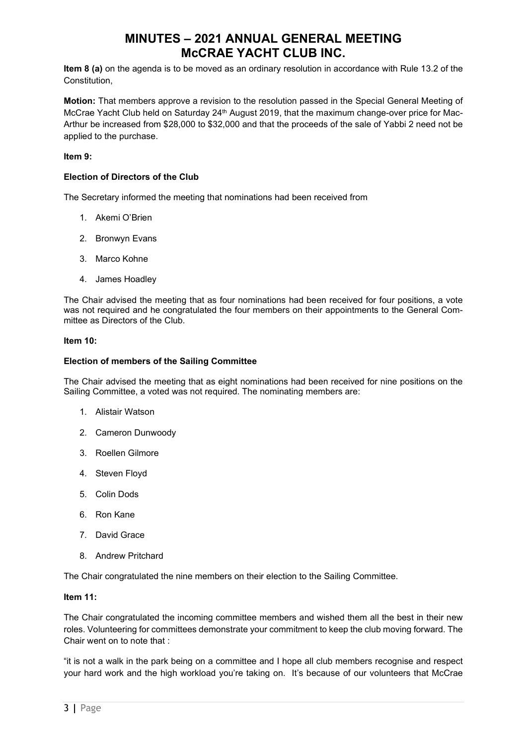# MINUTES – 2021 ANNUAL GENERAL MEETING McCRAE YACHT CLUB INC.

**Item 8 (a)** on the agenda is to be moved as an ordinary resolution in accordance with Rule 13.2 of the Constitution,

**Motion:** That members approve a revision to the resolution passed in the Special General Meeting of McCrae Yacht Club held on Saturday 24th August 2019, that the maximum change-over price for Mac-Arthur be increased from $28,000 to $32,000 and that the proceeds of the sale of Yabbi 2 need not be applied to the purchase.

**Item 9:**

**Election of Directors of the Club**

The Secretary informed the meeting that nominations had been received from

1. Akemi O'Brien
2. Bronwyn Evans
3. Marco Kohne
4. James Hoadley

The Chair advised the meeting that as four nominations had been received for four positions, a vote was not required and he congratulated the four members on their appointments to the General Committee as Directors of the Club.

**Item 10:**

**Election of members of the Sailing Committee**

The Chair advised the meeting that as eight nominations had been received for nine positions on the Sailing Committee, a voted was not required. The nominating members are:

1. Alistair Watson
2. Cameron Dunwoody
3. Roellen Gilmore
4. Steven Floyd
5. Colin Dods
6. Ron Kane
7. David Grace
8. Andrew Pritchard

The Chair congratulated the nine members on their election to the Sailing Committee.

**Item 11:**

The Chair congratulated the incoming committee members and wished them all the best in their new roles. Volunteering for committees demonstrate your commitment to keep the club moving forward. The Chair went on to note that :

"it is not a walk in the park being on a committee and I hope all club members recognise and respect your hard work and the high workload you're taking on. It's because of our volunteers that McCrae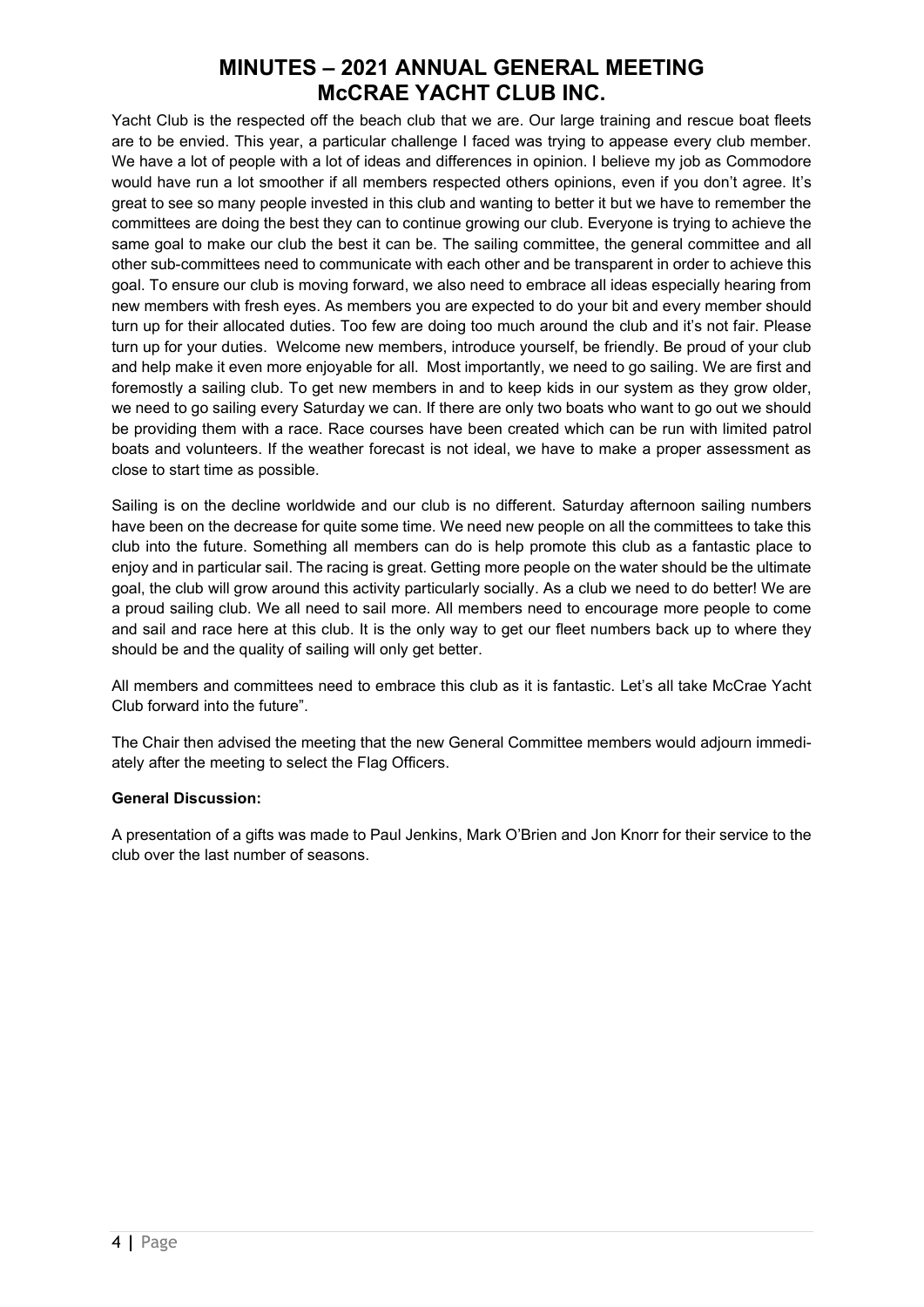# MINUTES – 2021 ANNUAL GENERAL MEETING
# McCRAE YACHT CLUB INC.

Yacht Club is the respected off the beach club that we are. Our large training and rescue boat fleets are to be envied. This year, a particular challenge I faced was trying to appease every club member. We have a lot of people with a lot of ideas and differences in opinion. I believe my job as Commodore would have run a lot smoother if all members respected others opinions, even if you don't agree. It's great to see so many people invested in this club and wanting to better it but we have to remember the committees are doing the best they can to continue growing our club. Everyone is trying to achieve the same goal to make our club the best it can be. The sailing committee, the general committee and all other sub-committees need to communicate with each other and be transparent in order to achieve this goal. To ensure our club is moving forward, we also need to embrace all ideas especially hearing from new members with fresh eyes. As members you are expected to do your bit and every member should turn up for their allocated duties. Too few are doing too much around the club and it's not fair. Please turn up for your duties. Welcome new members, introduce yourself, be friendly. Be proud of your club and help make it even more enjoyable for all. Most importantly, we need to go sailing. We are first and foremostly a sailing club. To get new members in and to keep kids in our system as they grow older, we need to go sailing every Saturday we can. If there are only two boats who want to go out we should be providing them with a race. Race courses have been created which can be run with limited patrol boats and volunteers. If the weather forecast is not ideal, we have to make a proper assessment as close to start time as possible.

Sailing is on the decline worldwide and our club is no different. Saturday afternoon sailing numbers have been on the decrease for quite some time. We need new people on all the committees to take this club into the future. Something all members can do is help promote this club as a fantastic place to enjoy and in particular sail. The racing is great. Getting more people on the water should be the ultimate goal, the club will grow around this activity particularly socially. As a club we need to do better! We are a proud sailing club. We all need to sail more. All members need to encourage more people to come and sail and race here at this club. It is the only way to get our fleet numbers back up to where they should be and the quality of sailing will only get better.

All members and committees need to embrace this club as it is fantastic. Let's all take McCrae Yacht Club forward into the future".

The Chair then advised the meeting that the new General Committee members would adjourn immediately after the meeting to select the Flag Officers.

**General Discussion:**

A presentation of a gifts was made to Paul Jenkins, Mark O'Brien and Jon Knorr for their service to the club over the last number of seasons.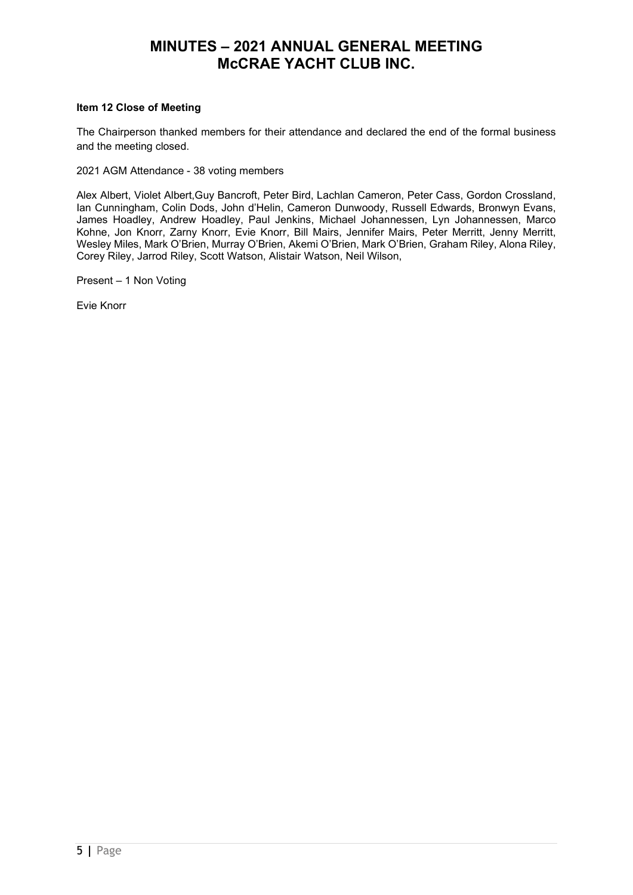# MINUTES – 2021 ANNUAL GENERAL MEETING McCRAE YACHT CLUB INC.

**Item 12 Close of Meeting**

The Chairperson thanked members for their attendance and declared the end of the formal business and the meeting closed.

2021 AGM Attendance - 38 voting members

Alex Albert, Violet Albert,Guy Bancroft, Peter Bird, Lachlan Cameron, Peter Cass, Gordon Crossland, Ian Cunningham, Colin Dods, John d'Helin, Cameron Dunwoody, Russell Edwards, Bronwyn Evans, James Hoadley, Andrew Hoadley, Paul Jenkins, Michael Johannessen, Lyn Johannessen, Marco Kohne, Jon Knorr, Zarny Knorr, Evie Knorr, Bill Mairs, Jennifer Mairs, Peter Merritt, Jenny Merritt, Wesley Miles, Mark O'Brien, Murray O'Brien, Akemi O'Brien, Mark O'Brien, Graham Riley, Alona Riley, Corey Riley, Jarrod Riley, Scott Watson, Alistair Watson, Neil Wilson,

Present – 1 Non Voting

Evie Knorr